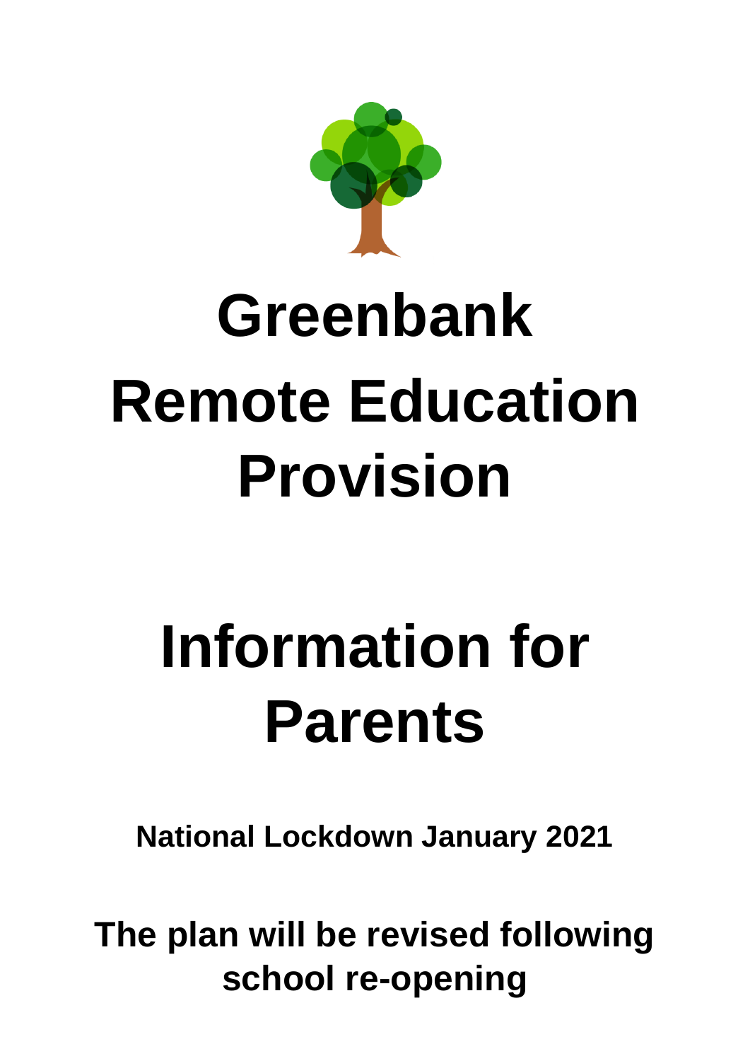# Greenbank
# Remote Education Provision

# Information for Parents

**National Lockdown January 2021**

**The plan will be revised following school re-opening**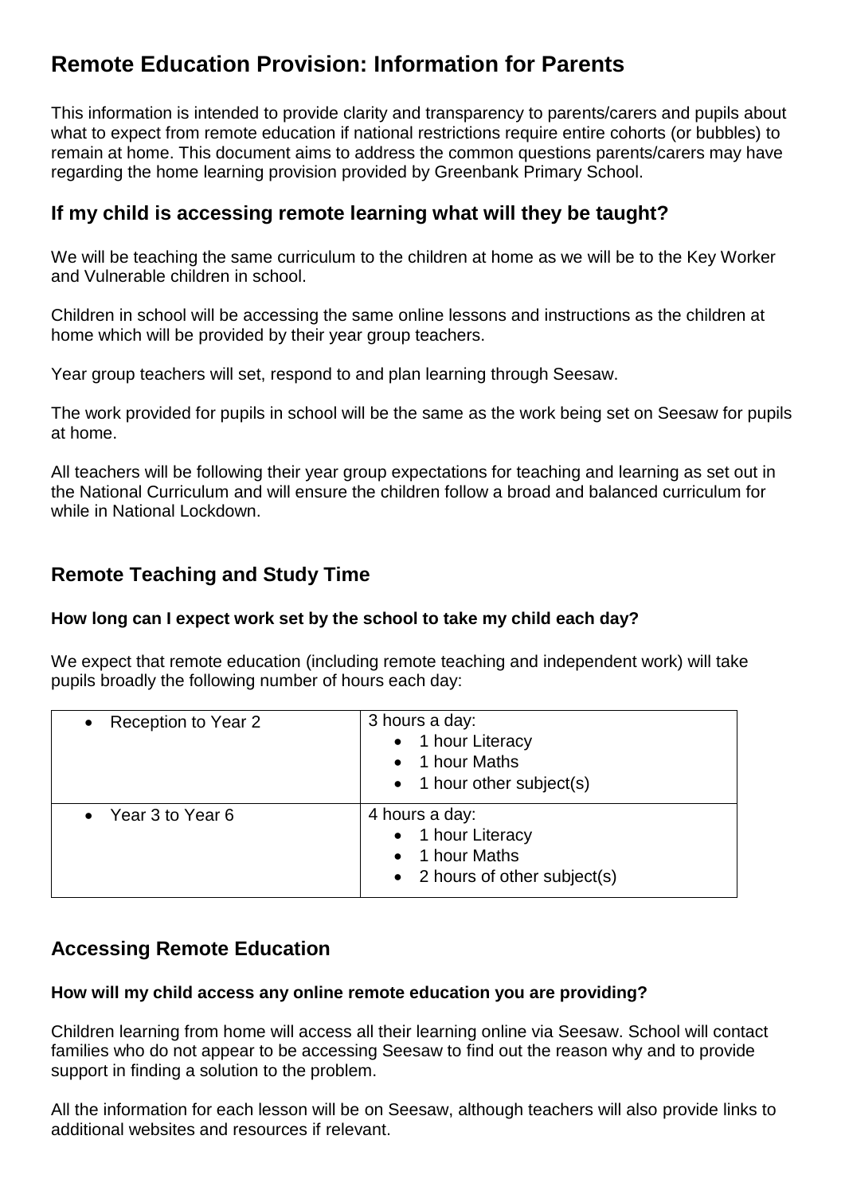# Remote Education Provision: Information for Parents

This information is intended to provide clarity and transparency to parents/carers and pupils about what to expect from remote education if national restrictions require entire cohorts (or bubbles) to remain at home. This document aims to address the common questions parents/carers may have regarding the home learning provision provided by Greenbank Primary School.

## If my child is accessing remote learning what will they be taught?

We will be teaching the same curriculum to the children at home as we will be to the Key Worker and Vulnerable children in school.

Children in school will be accessing the same online lessons and instructions as the children at home which will be provided by their year group teachers.

Year group teachers will set, respond to and plan learning through Seesaw.

The work provided for pupils in school will be the same as the work being set on Seesaw for pupils at home.

All teachers will be following their year group expectations for teaching and learning as set out in the National Curriculum and will ensure the children follow a broad and balanced curriculum for while in National Lockdown.

## Remote Teaching and Study Time

### How long can I expect work set by the school to take my child each day?

We expect that remote education (including remote teaching and independent work) will take pupils broadly the following number of hours each day:

| | |
|---|---|
| • Reception to Year 2 | 3 hours a day:<br>• 1 hour Literacy<br>• 1 hour Maths<br>• 1 hour other subject(s) |
| • Year 3 to Year 6 | 4 hours a day:<br>• 1 hour Literacy<br>• 1 hour Maths<br>• 2 hours of other subject(s) |

## Accessing Remote Education

### How will my child access any online remote education you are providing?

Children learning from home will access all their learning online via Seesaw. School will contact families who do not appear to be accessing Seesaw to find out the reason why and to provide support in finding a solution to the problem.

All the information for each lesson will be on Seesaw, although teachers will also provide links to additional websites and resources if relevant.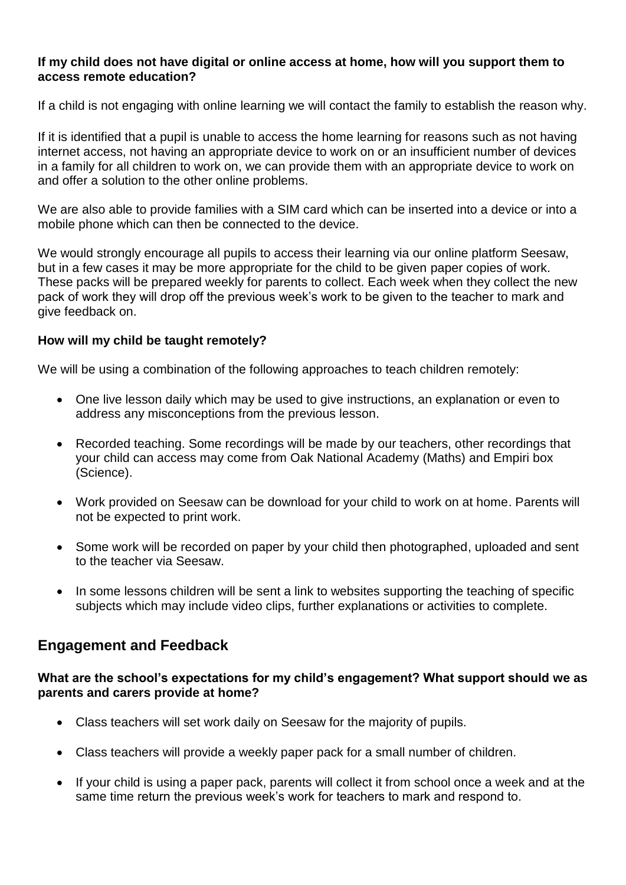**If my child does not have digital or online access at home, how will you support them to access remote education?**

If a child is not engaging with online learning we will contact the family to establish the reason why.

If it is identified that a pupil is unable to access the home learning for reasons such as not having internet access, not having an appropriate device to work on or an insufficient number of devices in a family for all children to work on, we can provide them with an appropriate device to work on and offer a solution to the other online problems.

We are also able to provide families with a SIM card which can be inserted into a device or into a mobile phone which can then be connected to the device.

We would strongly encourage all pupils to access their learning via our online platform Seesaw, but in a few cases it may be more appropriate for the child to be given paper copies of work. These packs will be prepared weekly for parents to collect. Each week when they collect the new pack of work they will drop off the previous week's work to be given to the teacher to mark and give feedback on.

**How will my child be taught remotely?**

We will be using a combination of the following approaches to teach children remotely:

- One live lesson daily which may be used to give instructions, an explanation or even to address any misconceptions from the previous lesson.
- Recorded teaching. Some recordings will be made by our teachers, other recordings that your child can access may come from Oak National Academy (Maths) and Empiri box (Science).
- Work provided on Seesaw can be download for your child to work on at home. Parents will not be expected to print work.
- Some work will be recorded on paper by your child then photographed, uploaded and sent to the teacher via Seesaw.
- In some lessons children will be sent a link to websites supporting the teaching of specific subjects which may include video clips, further explanations or activities to complete.

## Engagement and Feedback

**What are the school's expectations for my child's engagement? What support should we as parents and carers provide at home?**

- Class teachers will set work daily on Seesaw for the majority of pupils.
- Class teachers will provide a weekly paper pack for a small number of children.
- If your child is using a paper pack, parents will collect it from school once a week and at the same time return the previous week's work for teachers to mark and respond to.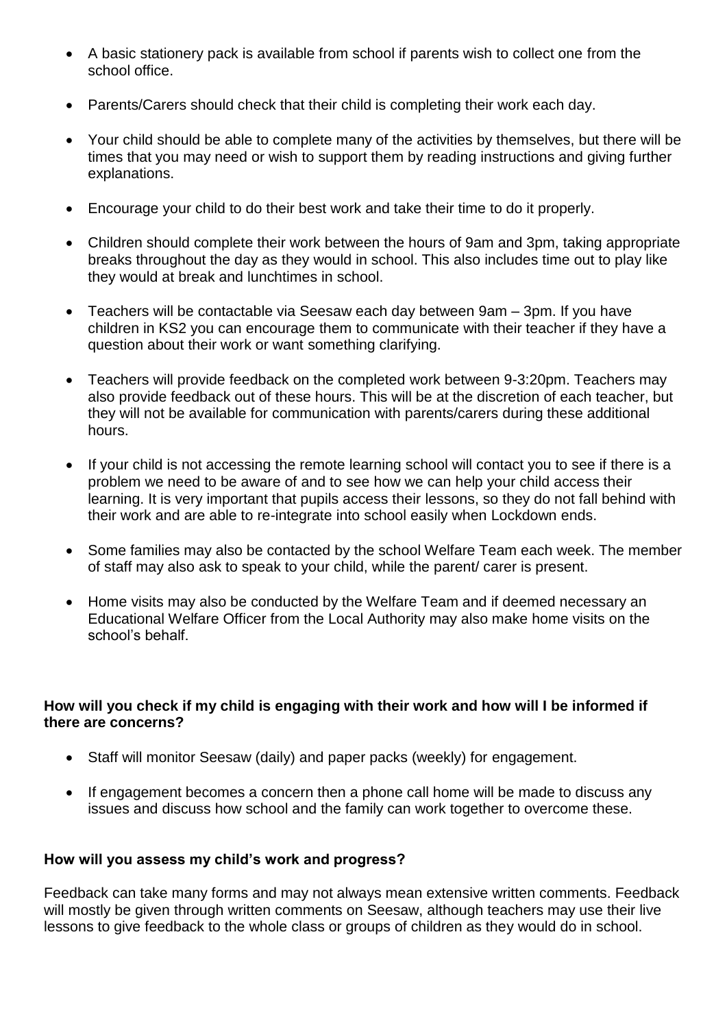- A basic stationery pack is available from school if parents wish to collect one from the school office.
- Parents/Carers should check that their child is completing their work each day.
- Your child should be able to complete many of the activities by themselves, but there will be times that you may need or wish to support them by reading instructions and giving further explanations.
- Encourage your child to do their best work and take their time to do it properly.
- Children should complete their work between the hours of 9am and 3pm, taking appropriate breaks throughout the day as they would in school. This also includes time out to play like they would at break and lunchtimes in school.
- Teachers will be contactable via Seesaw each day between 9am – 3pm. If you have children in KS2 you can encourage them to communicate with their teacher if they have a question about their work or want something clarifying.
- Teachers will provide feedback on the completed work between 9-3:20pm. Teachers may also provide feedback out of these hours. This will be at the discretion of each teacher, but they will not be available for communication with parents/carers during these additional hours.
- If your child is not accessing the remote learning school will contact you to see if there is a problem we need to be aware of and to see how we can help your child access their learning. It is very important that pupils access their lessons, so they do not fall behind with their work and are able to re-integrate into school easily when Lockdown ends.
- Some families may also be contacted by the school Welfare Team each week. The member of staff may also ask to speak to your child, while the parent/ carer is present.
- Home visits may also be conducted by the Welfare Team and if deemed necessary an Educational Welfare Officer from the Local Authority may also make home visits on the school's behalf.

**How will you check if my child is engaging with their work and how will I be informed if there are concerns?**

- Staff will monitor Seesaw (daily) and paper packs (weekly) for engagement.
- If engagement becomes a concern then a phone call home will be made to discuss any issues and discuss how school and the family can work together to overcome these.

**How will you assess my child's work and progress?**

Feedback can take many forms and may not always mean extensive written comments. Feedback will mostly be given through written comments on Seesaw, although teachers may use their live lessons to give feedback to the whole class or groups of children as they would do in school.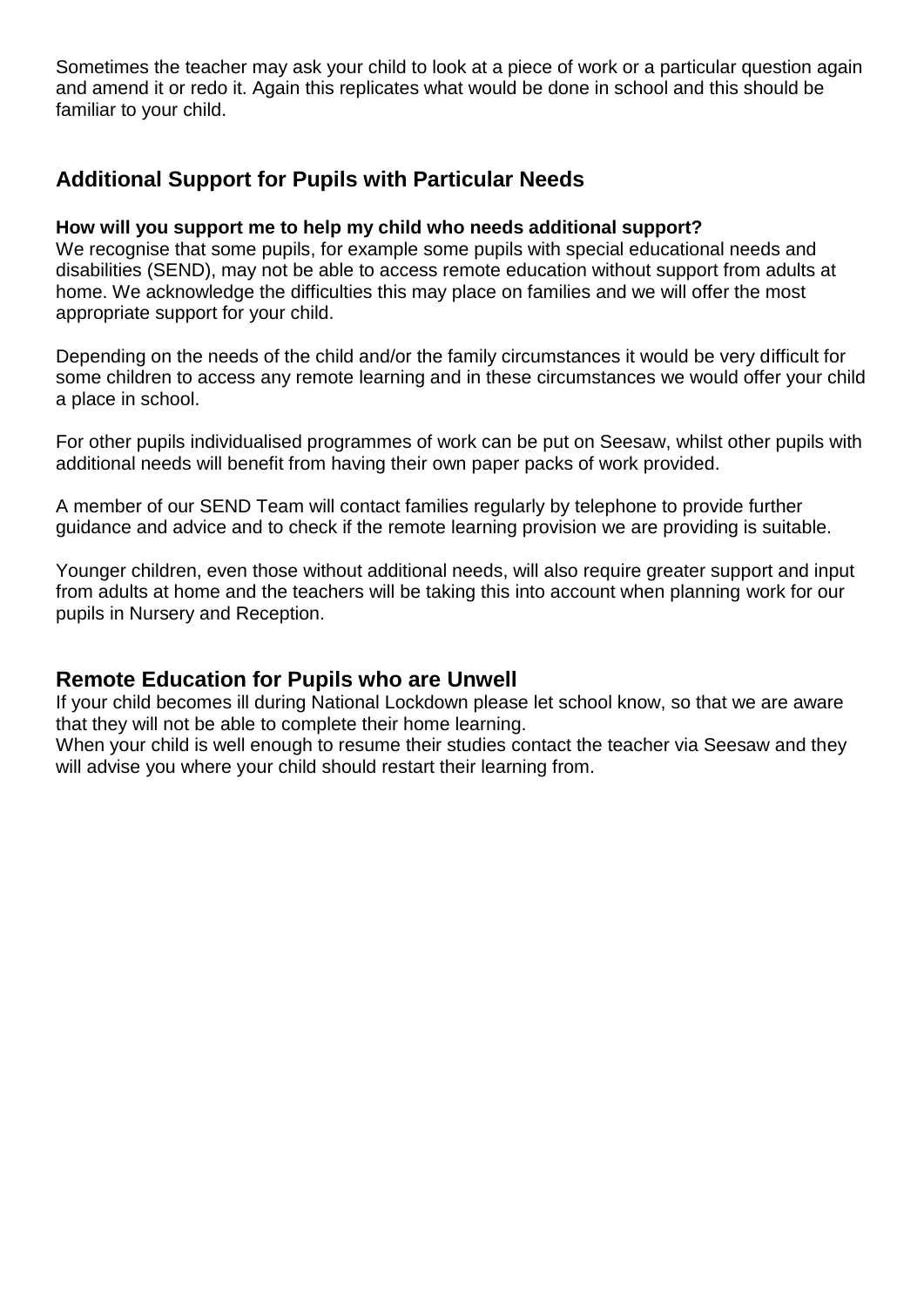Sometimes the teacher may ask your child to look at a piece of work or a particular question again and amend it or redo it. Again this replicates what would be done in school and this should be familiar to your child.

## Additional Support for Pupils with Particular Needs

**How will you support me to help my child who needs additional support?**

We recognise that some pupils, for example some pupils with special educational needs and disabilities (SEND), may not be able to access remote education without support from adults at home. We acknowledge the difficulties this may place on families and we will offer the most appropriate support for your child.

Depending on the needs of the child and/or the family circumstances it would be very difficult for some children to access any remote learning and in these circumstances we would offer your child a place in school.

For other pupils individualised programmes of work can be put on Seesaw, whilst other pupils with additional needs will benefit from having their own paper packs of work provided.

A member of our SEND Team will contact families regularly by telephone to provide further guidance and advice and to check if the remote learning provision we are providing is suitable.

Younger children, even those without additional needs, will also require greater support and input from adults at home and the teachers will be taking this into account when planning work for our pupils in Nursery and Reception.

## Remote Education for Pupils who are Unwell

If your child becomes ill during National Lockdown please let school know, so that we are aware that they will not be able to complete their home learning.

When your child is well enough to resume their studies contact the teacher via Seesaw and they will advise you where your child should restart their learning from.